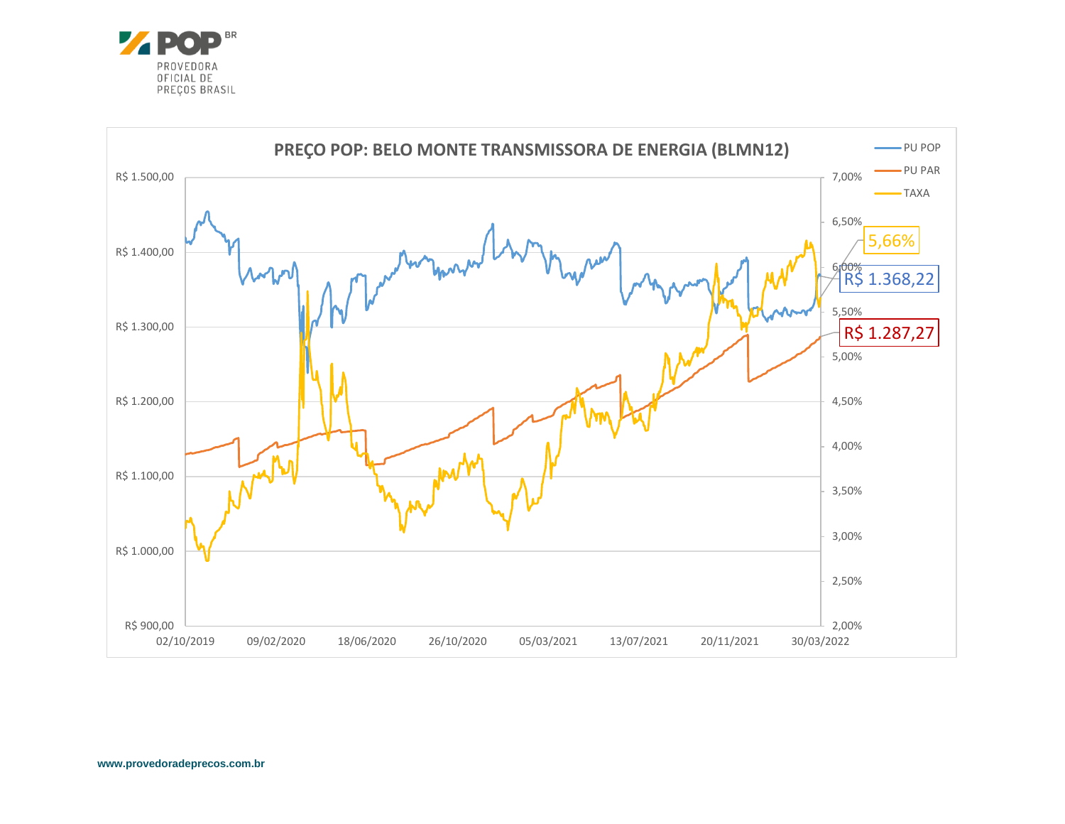POP BR

PROVEDORA OFICIAL DE PREÇOS BRASIL

**PREÇO POP: BELO MONTE TRANSMISSORA DE ENERGIA (BLMN12)**

- PU POP
- PU PAR
- TAXA

5,66%

R$ 1.368,22

R$ 1.287,27

www.provedoradeprecos.com.br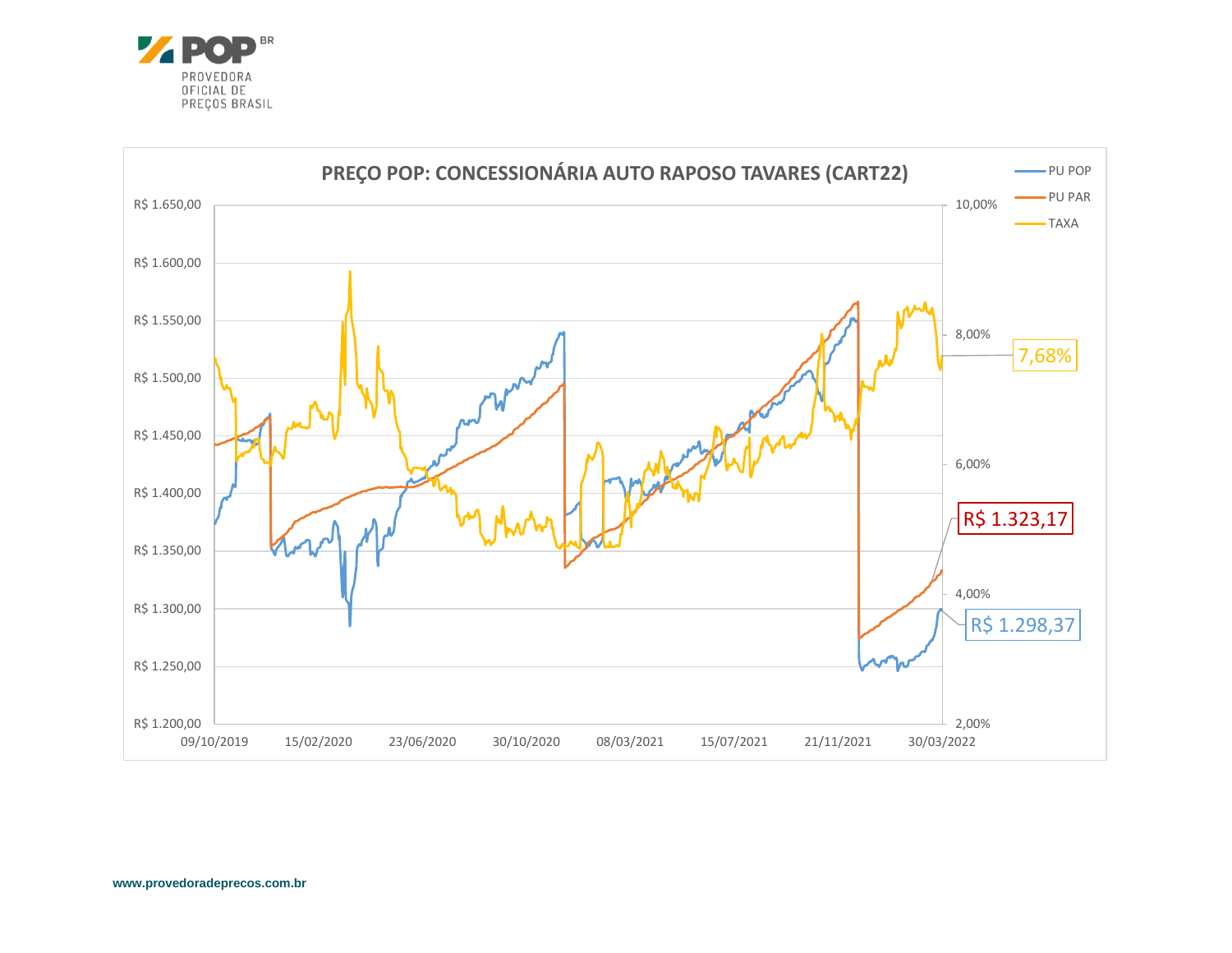PROVEDORA OFICIAL DE PREÇOS BRASIL

**PREÇO POP: CONCESSIONÁRIA AUTO RAPOSO TAVARES (CART22)**

- PU POP
- PU PAR
- TAXA

7,68%

R$ 1.323,17

R$ 1.298,37

www.provedoradeprecos.com.br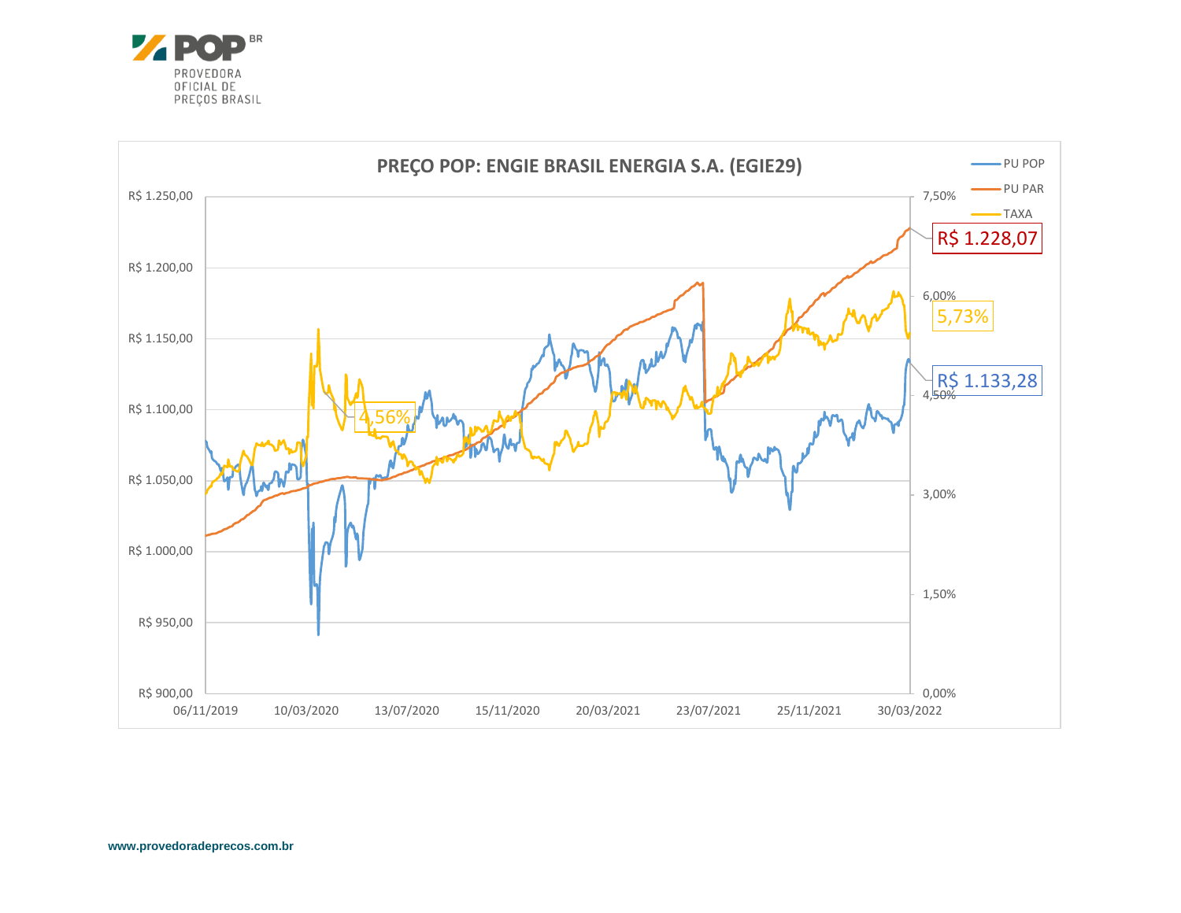**PREÇO POP: ENGIE BRASIL ENERGIA S.A. (EGIE29)**

- PU POP
- PU PAR
- TAXA

R$ 1.228,07

5,73%

R$ 1.133,28

4,56%

R$ 1.250,00 | R$ 1.200,00 | R$ 1.150,00 | R$ 1.100,00 | R$ 1.050,00 | R$ 1.000,00 | R$ 950,00 | R$ 900,00

7,50% | 6,00% | 4,50% | 3,00% | 1,50% | 0,00%

06/11/2019 | 10/03/2020 | 13/07/2020 | 15/11/2020 | 20/03/2021 | 23/07/2021 | 25/11/2021 | 30/03/2022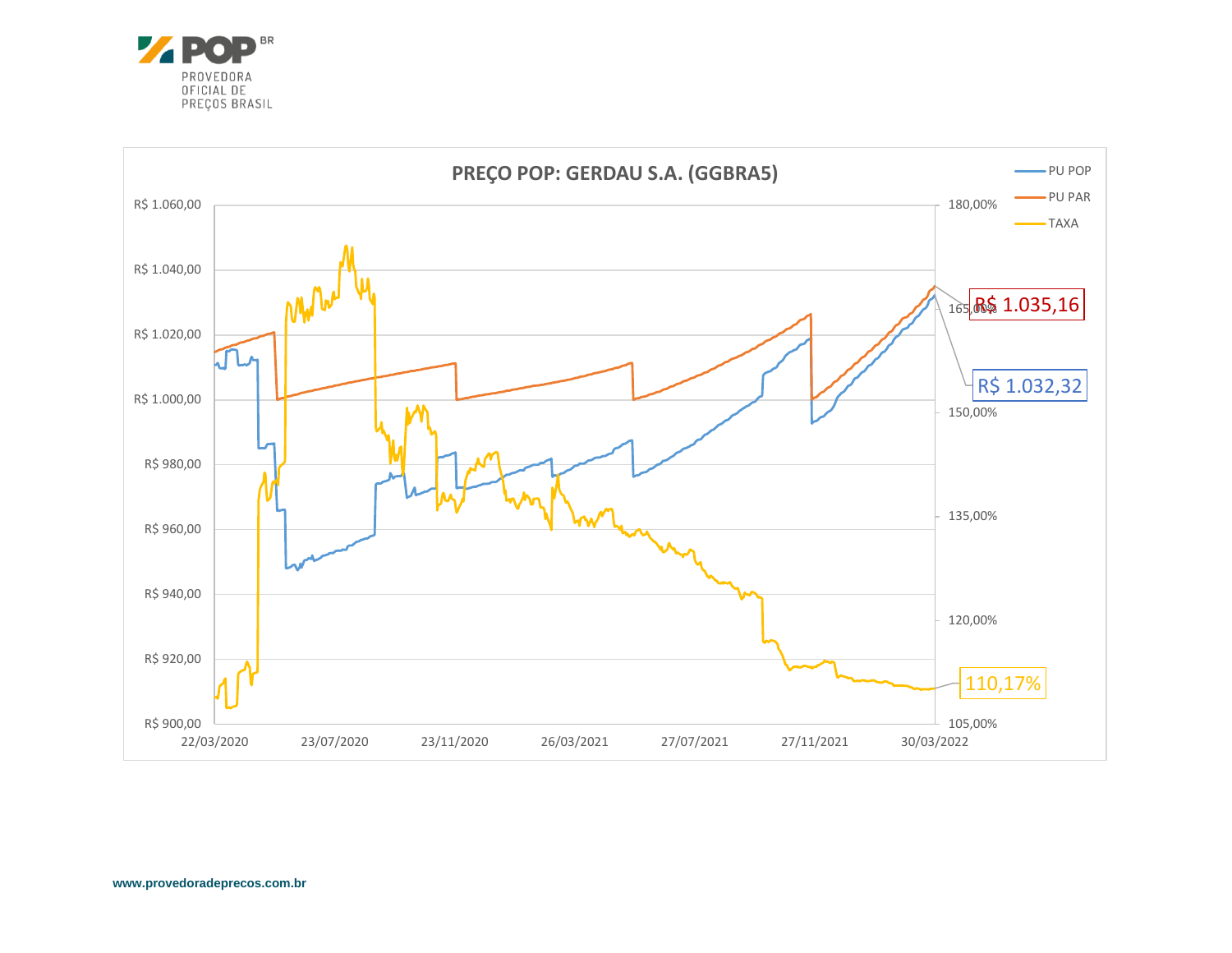# PREÇO POP: GERDAU S.A. (GGBRA5)

PU POP — PU PAR — TAXA

R$ 1.035,16

R$ 1.032,32

110,17%

www.provedoradeprecos.com.br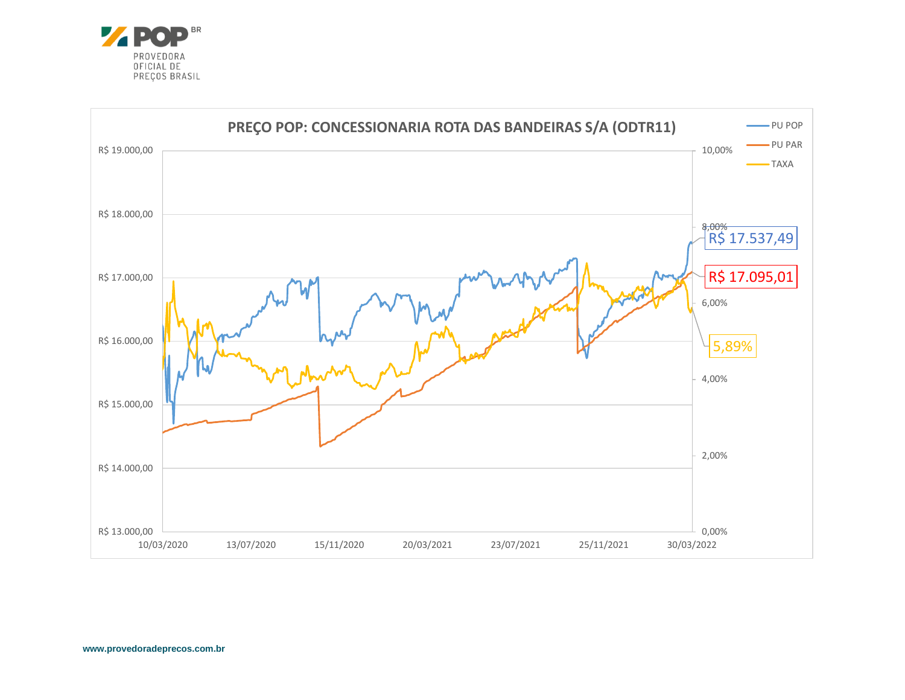PROVEDORA OFICIAL DE PREÇOS BRASIL

## PREÇO POP: CONCESSIONARIA ROTA DAS BANDEIRAS S/A (ODTR11)

Legend: PU POP, PU PAR, TAXA

Left axis: R$ 13.000,00 – R$ 19.000,00

Right axis: 0,00% – 10,00%

X axis: 10/03/2020, 13/07/2020, 15/11/2020, 20/03/2021, 23/07/2021, 25/11/2021, 30/03/2022

Last values: PU POP R$ 17.537,49; PU PAR R$ 17.095,01; TAXA 5,89%

www.provedoradeprecos.com.br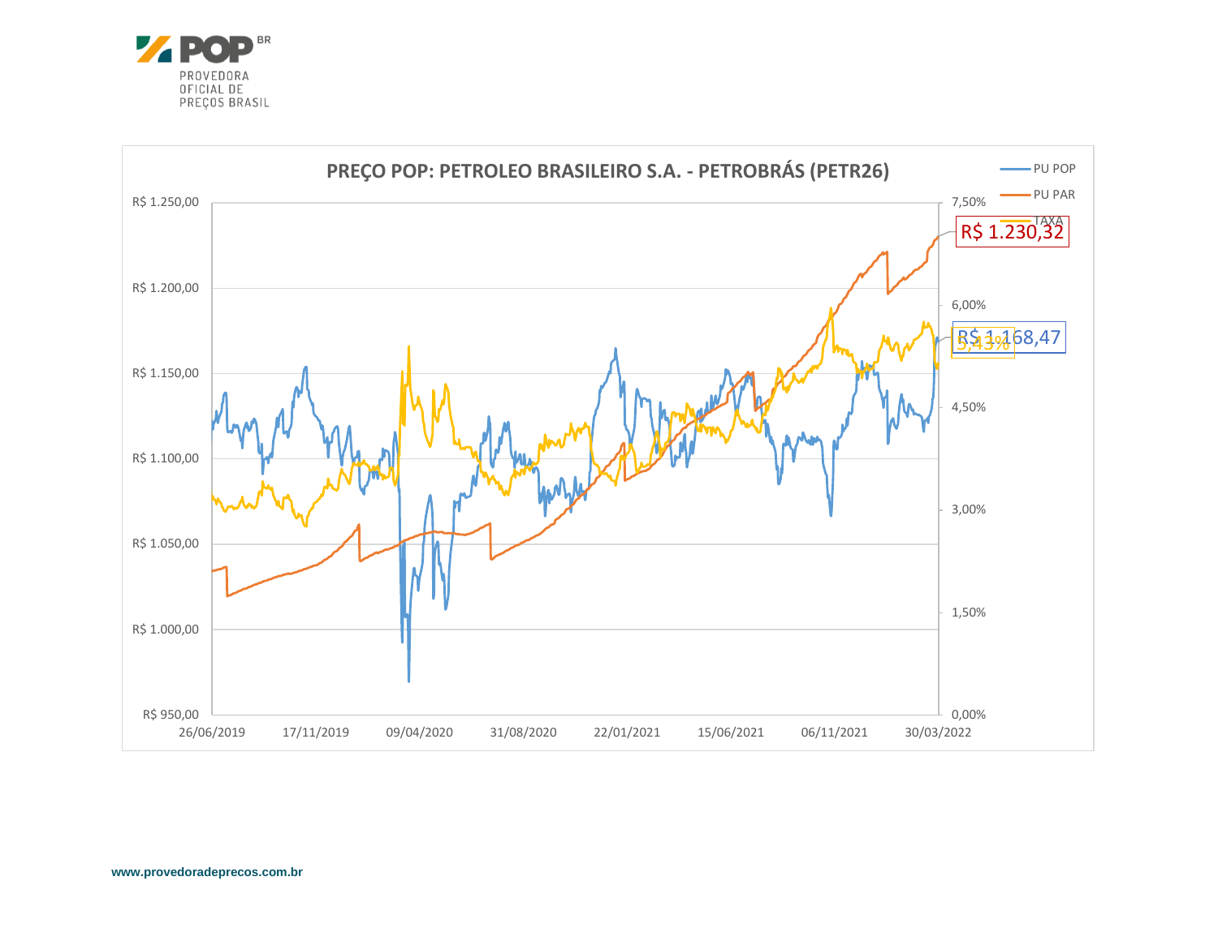PROVEDORA OFICIAL DE PREÇOS BRASIL

**PREÇO POP: PETROLEO BRASILEIRO S.A. - PETROBRÁS (PETR26)**

Legend: PU POP, PU PAR, TAXA

Labels: R$ 1.230,32; R$ 1.168,47; 5,43%

Left axis: R$ 950,00; R$ 1.000,00; R$ 1.050,00; R$ 1.100,00; R$ 1.150,00; R$ 1.200,00; R$ 1.250,00

Right axis: 0,00%; 1,50%; 3,00%; 4,50%; 6,00%; 7,50%

Dates: 26/06/2019; 17/11/2019; 09/04/2020; 31/08/2020; 22/01/2021; 15/06/2021; 06/11/2021; 30/03/2022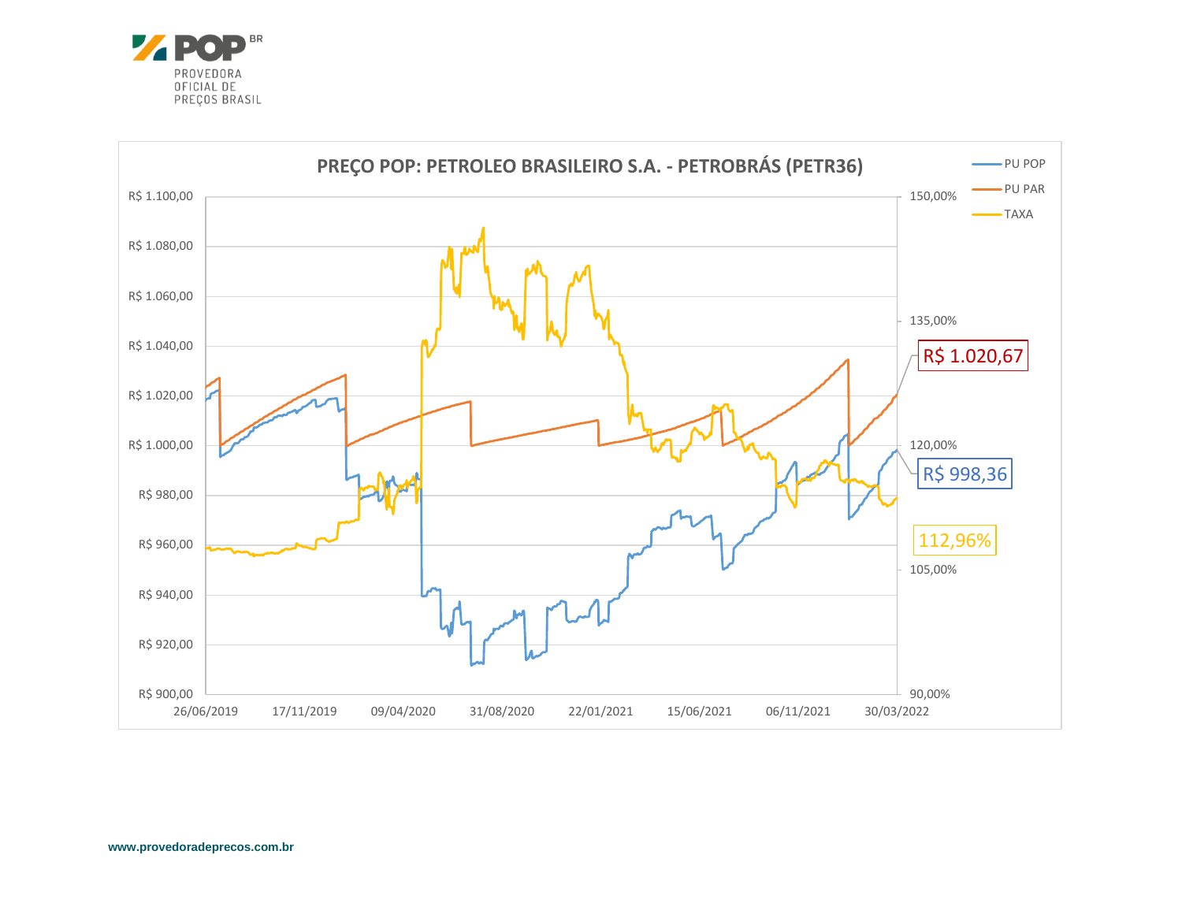**POP BR** — PROVEDORA OFICIAL DE PREÇOS BRASIL

## PREÇO POP: PETROLEO BRASILEIRO S.A. - PETROBRÁS (PETR36)

Legend: PU POP, PU PAR, TAXA

Left axis: R$ 900,00 – R$ 1.100,00
Right axis: 90,00% – 150,00%
Dates: 26/06/2019, 17/11/2019, 09/04/2020, 31/08/2020, 22/01/2021, 15/06/2021, 06/11/2021, 30/03/2022

R$ 1.020,67

R$ 998,36

112,96%

www.provedoradeprecos.com.br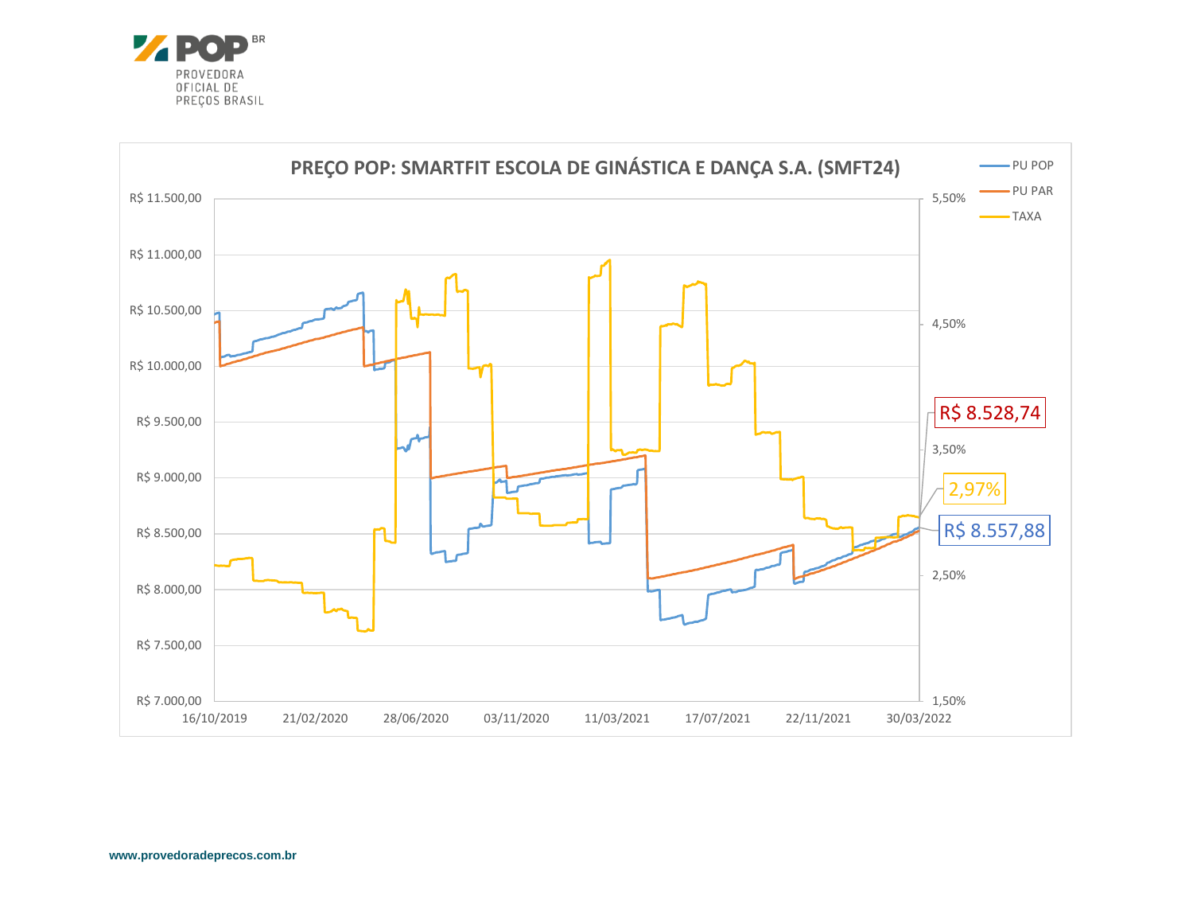**PREÇO POP: SMARTFIT ESCOLA DE GINÁSTICA E DANÇA S.A. (SMFT24)**

- PU POP
- PU PAR
- TAXA

R$ 8.528,74

2,97%

R$ 8.557,88

www.provedoradeprecos.com.br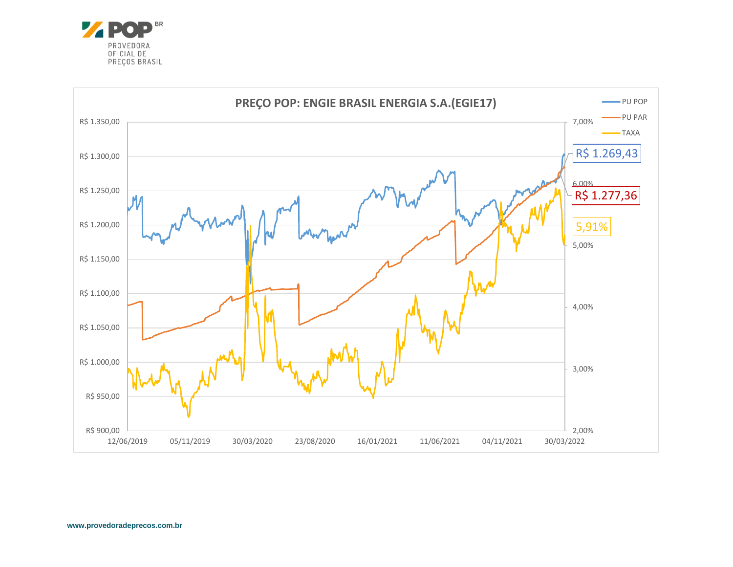PROVEDORA OFICIAL DE PREÇOS BRASIL

## PREÇO POP: ENGIE BRASIL ENERGIA S.A.(EGIE17)

- PU POP
- PU PAR
- TAXA

R$ 1.269,43

R$ 1.277,36

5,91%

www.provedoradeprecos.com.br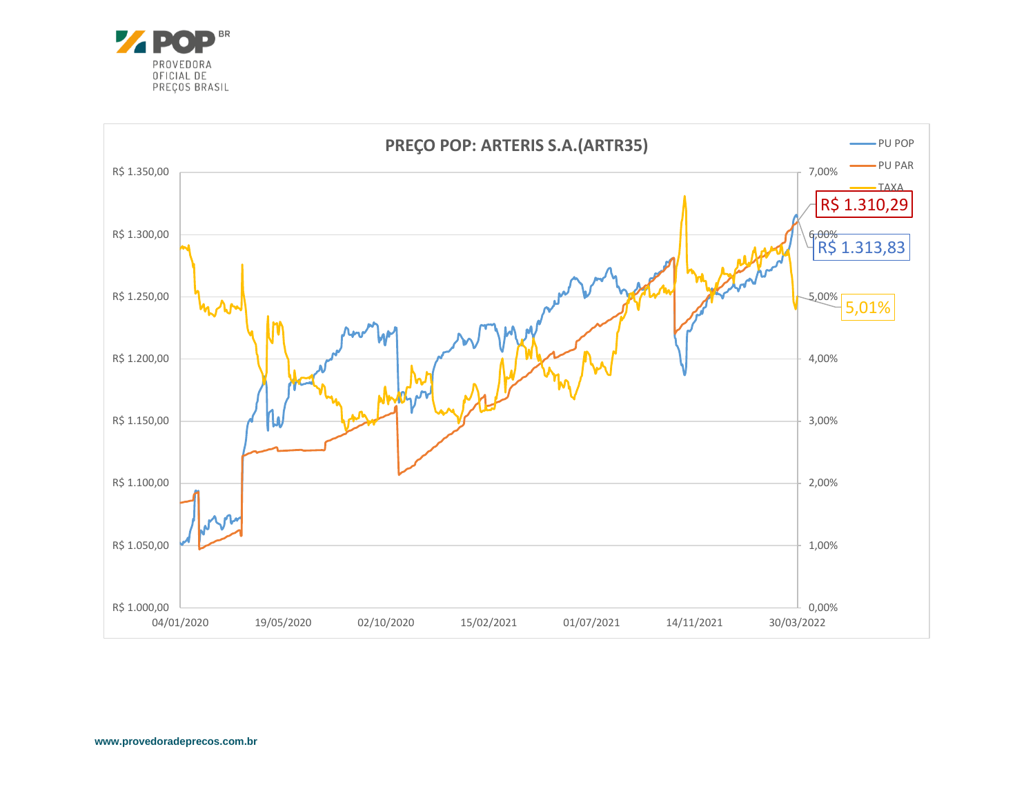POP BR
PROVEDORA OFICIAL DE PREÇOS BRASIL

## PREÇO POP: ARTERIS S.A.(ARTR35)

- PU POP
- PU PAR
- TAXA

R$ 1.310,29

R$ 1.313,83

5,01%

| Eixo esquerdo | Eixo direito |
|---|---|
| R$ 1.350,00 | 7,00% |
| R$ 1.300,00 | 6,00% |
| R$ 1.250,00 | 5,00% |
| R$ 1.200,00 | 4,00% |
| R$ 1.150,00 | 3,00% |
| R$ 1.100,00 | 2,00% |
| R$ 1.050,00 | 1,00% |
| R$ 1.000,00 | 0,00% |

04/01/2020 · 19/05/2020 · 02/10/2020 · 15/02/2021 · 01/07/2021 · 14/11/2021 · 30/03/2022

www.provedoradeprecos.com.br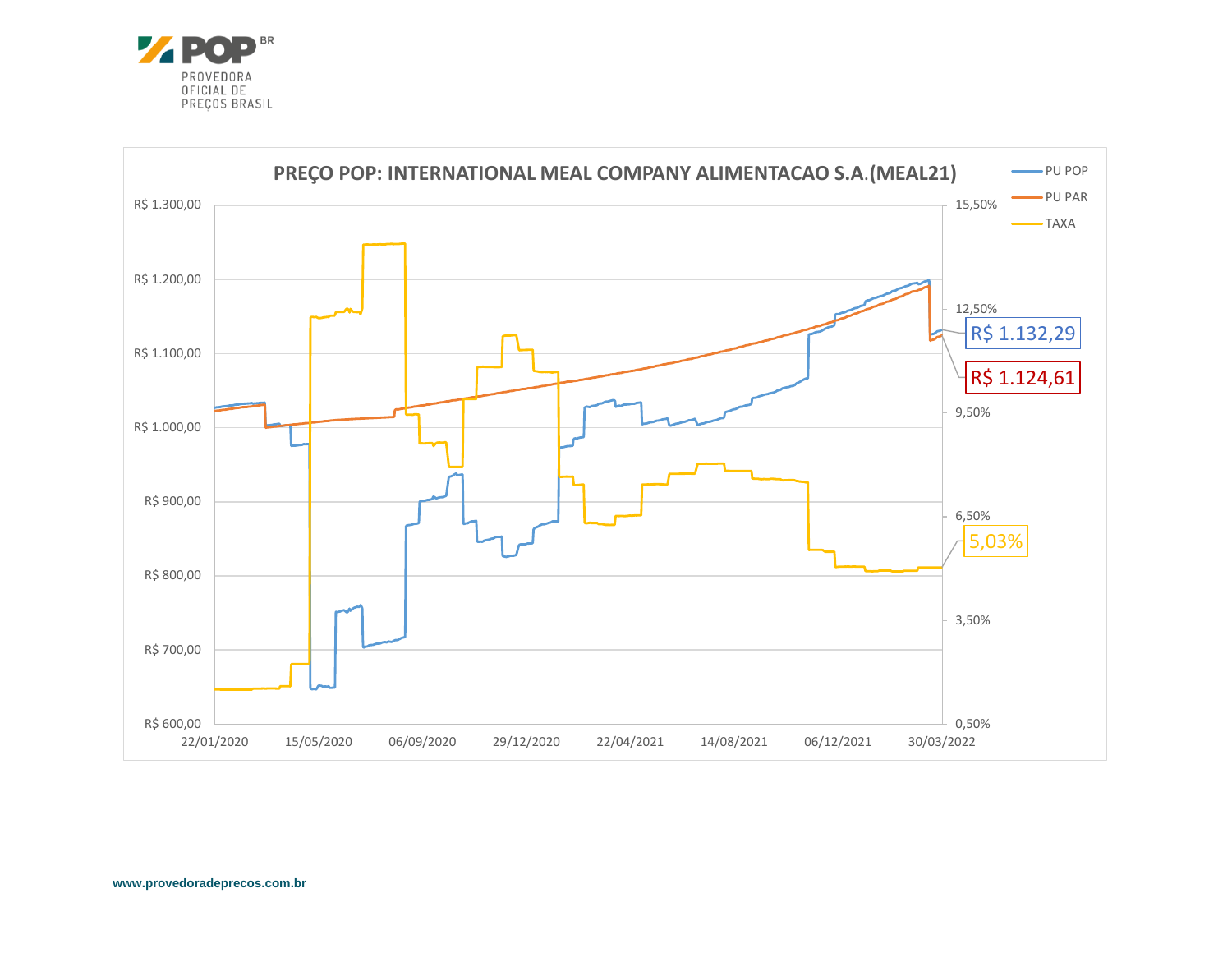**PREÇO POP: INTERNATIONAL MEAL COMPANY ALIMENTACAO S.A.(MEAL21)**

- PU POP: R$ 1.132,29
- PU PAR: R$ 1.124,61
- TAXA: 5,03%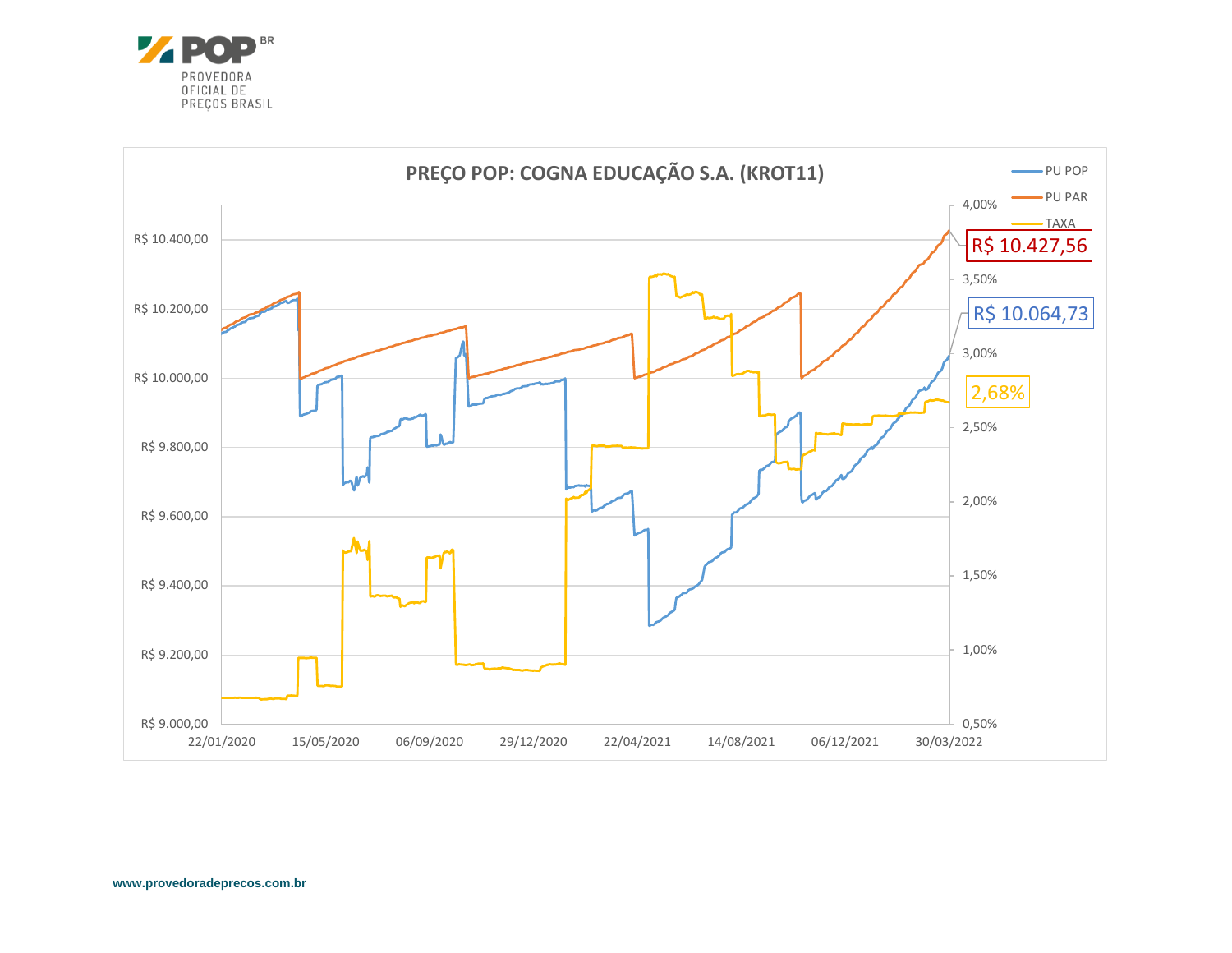**PREÇO POP: COGNA EDUCAÇÃO S.A. (KROT11)**

- PU POP
- PU PAR
- TAXA

R$ 10.427,56

R$ 10.064,73

2,68%

www.provedoradeprecos.com.br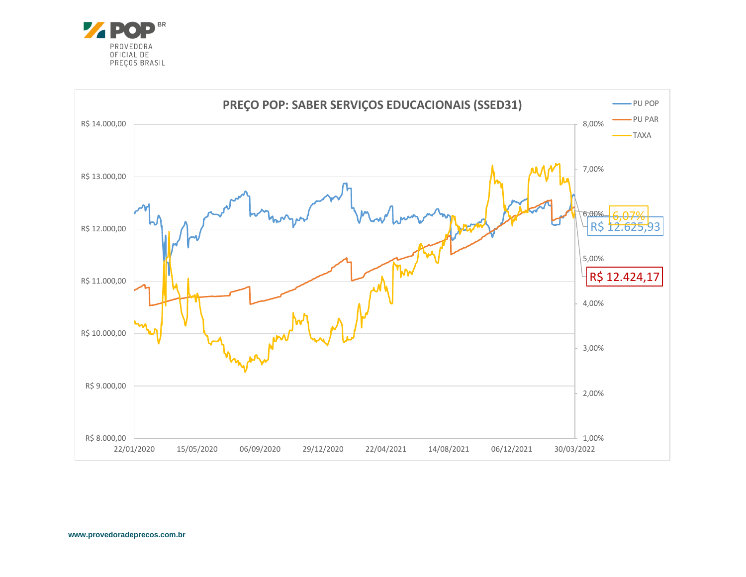**PREÇO POP: SABER SERVIÇOS EDUCACIONAIS (SSED31)**

- PU POP
- PU PAR
- TAXA

6,07%

R$ 12.625,93

R$ 12.424,17

www.provedoradeprecos.com.br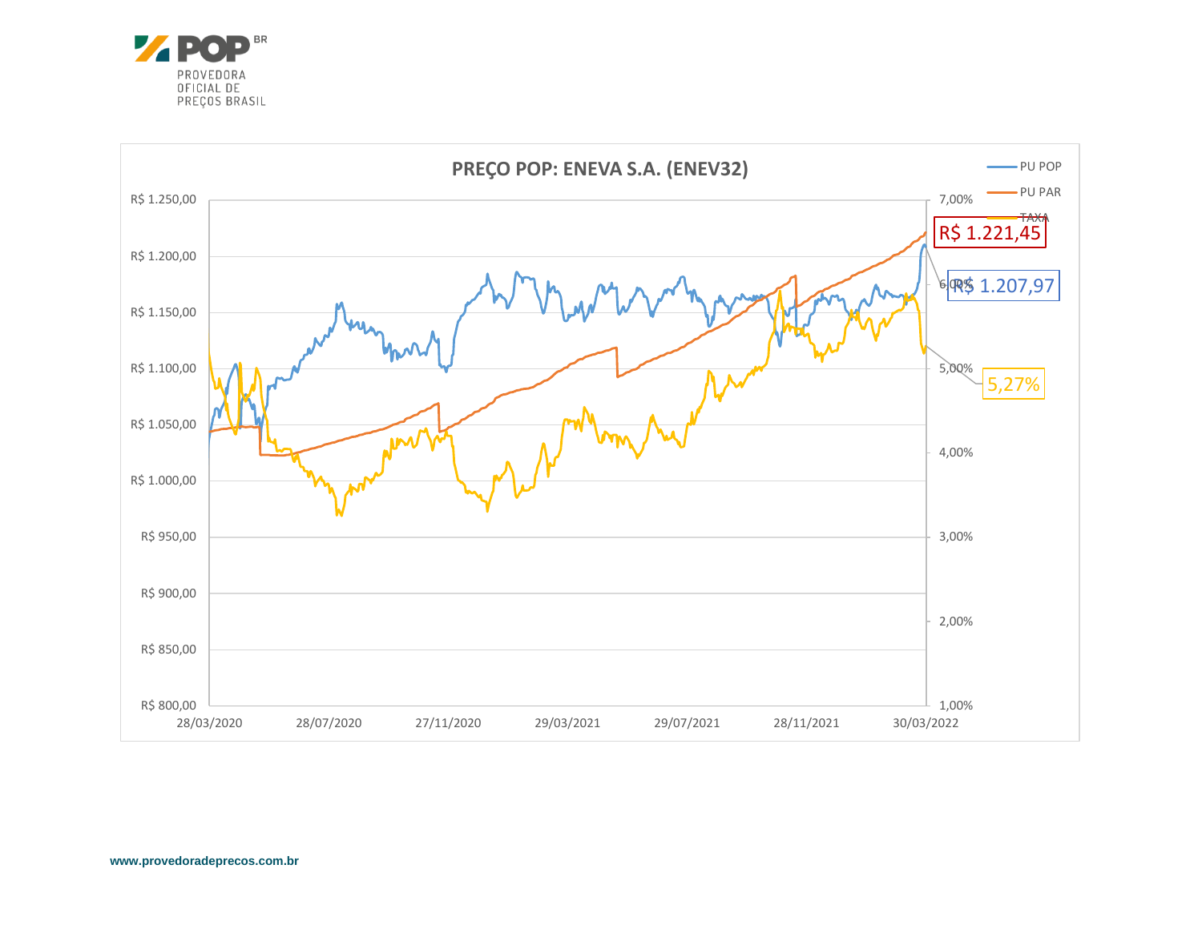PROVEDORA OFICIAL DE PREÇOS BRASIL

## PREÇO POP: ENEVA S.A. (ENEV32)

- PU POP
- PU PAR
- TAXA

R$ 1.221,45

R$ 1.207,97

5,27%

www.provedoradeprecos.com.br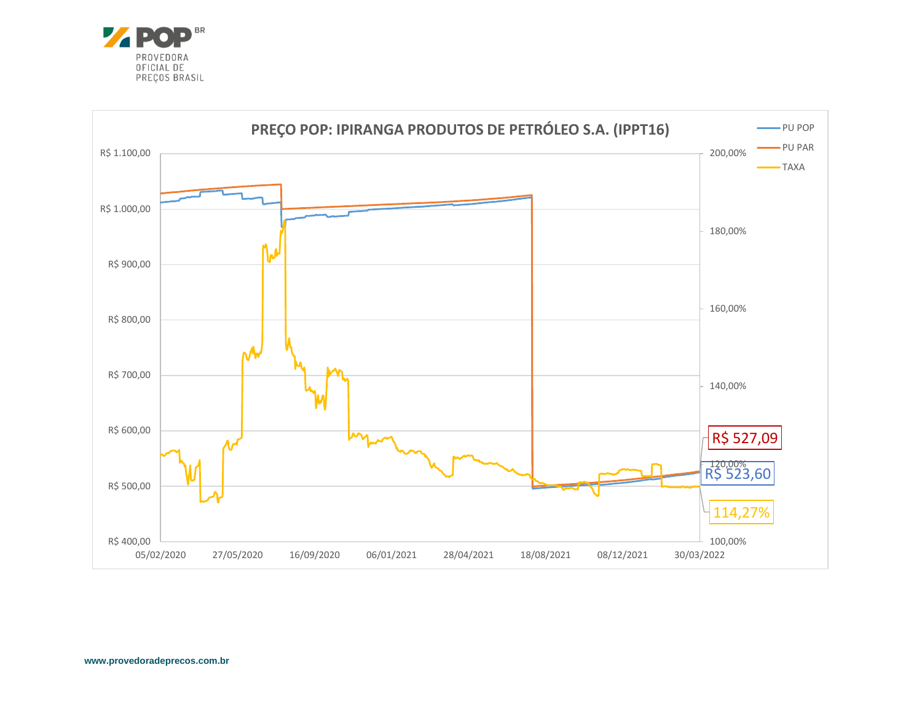**PROVEDORA OFICIAL DE PREÇOS BRASIL**

## PREÇO POP: IPIRANGA PRODUTOS DE PETRÓLEO S.A. (IPPT16)

- PU POP
- PU PAR
- TAXA

R$ 527,09

R$ 523,60

114,27%

R$ 1.100,00 · R$ 1.000,00 · R$ 900,00 · R$ 800,00 · R$ 700,00 · R$ 600,00 · R$ 500,00 · R$ 400,00

200,00% · 180,00% · 160,00% · 140,00% · 120,00% · 100,00%

05/02/2020 · 27/05/2020 · 16/09/2020 · 06/01/2021 · 28/04/2021 · 18/08/2021 · 08/12/2021 · 30/03/2022

www.provedoradeprecos.com.br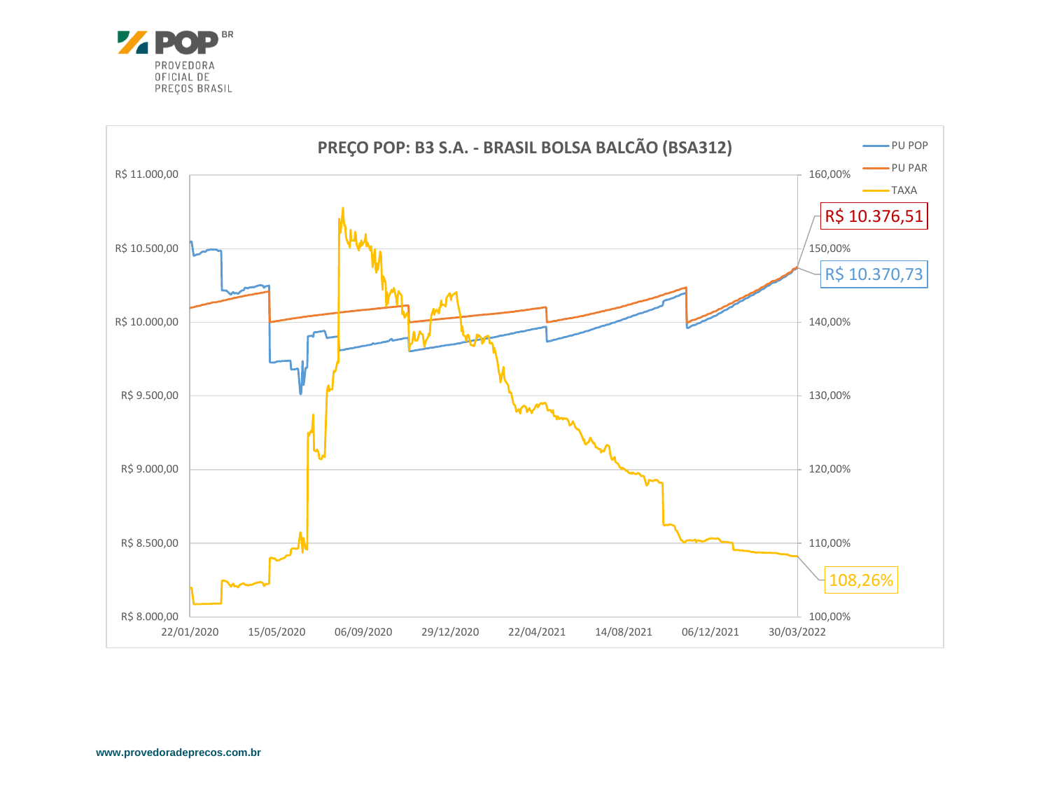# PREÇO POP: B3 S.A. - BRASIL BOLSA BALCÃO (BSA312)

- PU POP
- PU PAR
- TAXA

R$ 10.376,51

R$ 10.370,73

108,26%

www.provedoradeprecos.com.br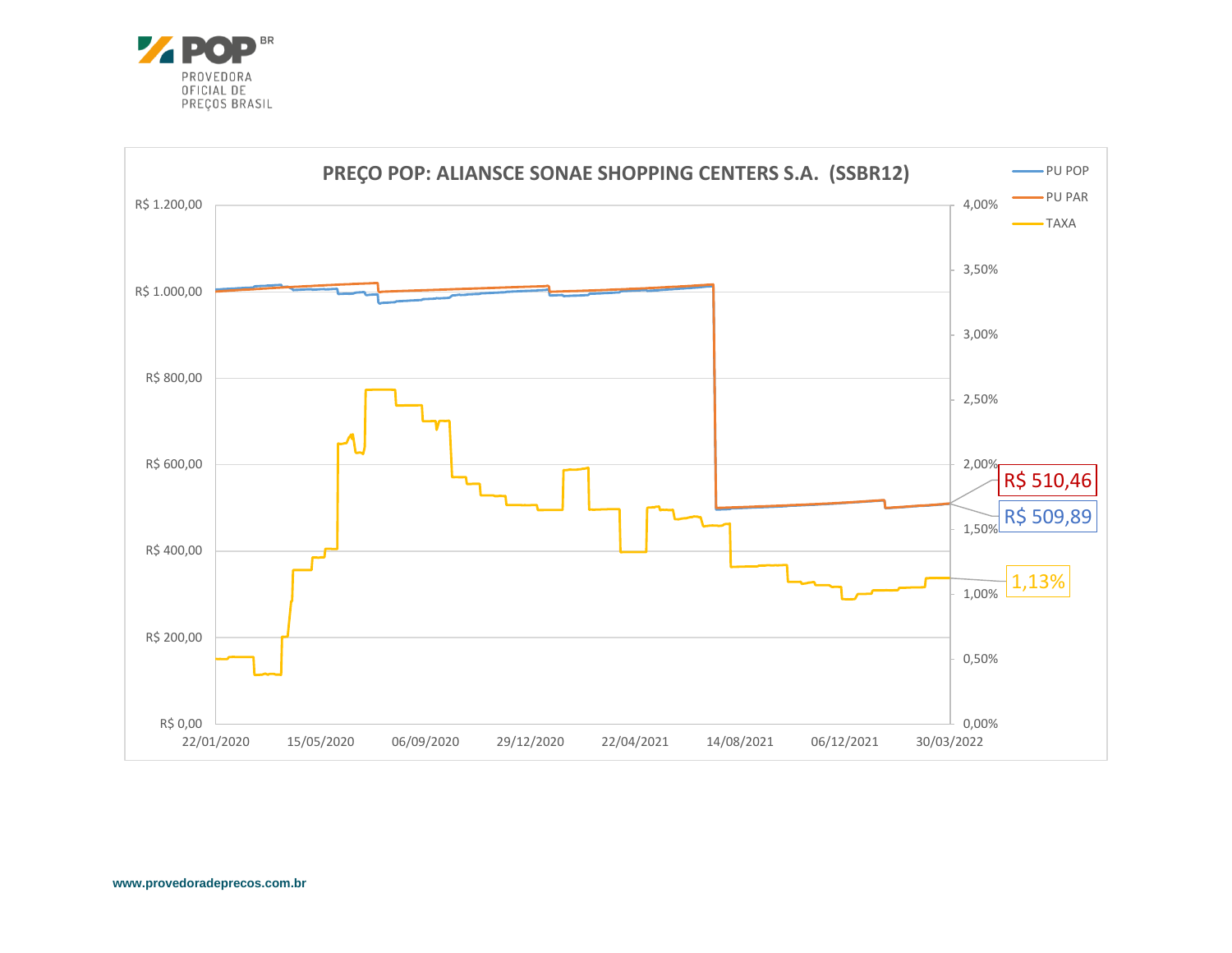PROVEDORA OFICIAL DE PREÇOS BRASIL

## PREÇO POP: ALIANSCE SONAE SHOPPING CENTERS S.A. (SSBR12)

Legenda: PU POP | PU PAR | TAXA

R$ 510,46

R$ 509,89

1,13%

www.provedoradeprecos.com.br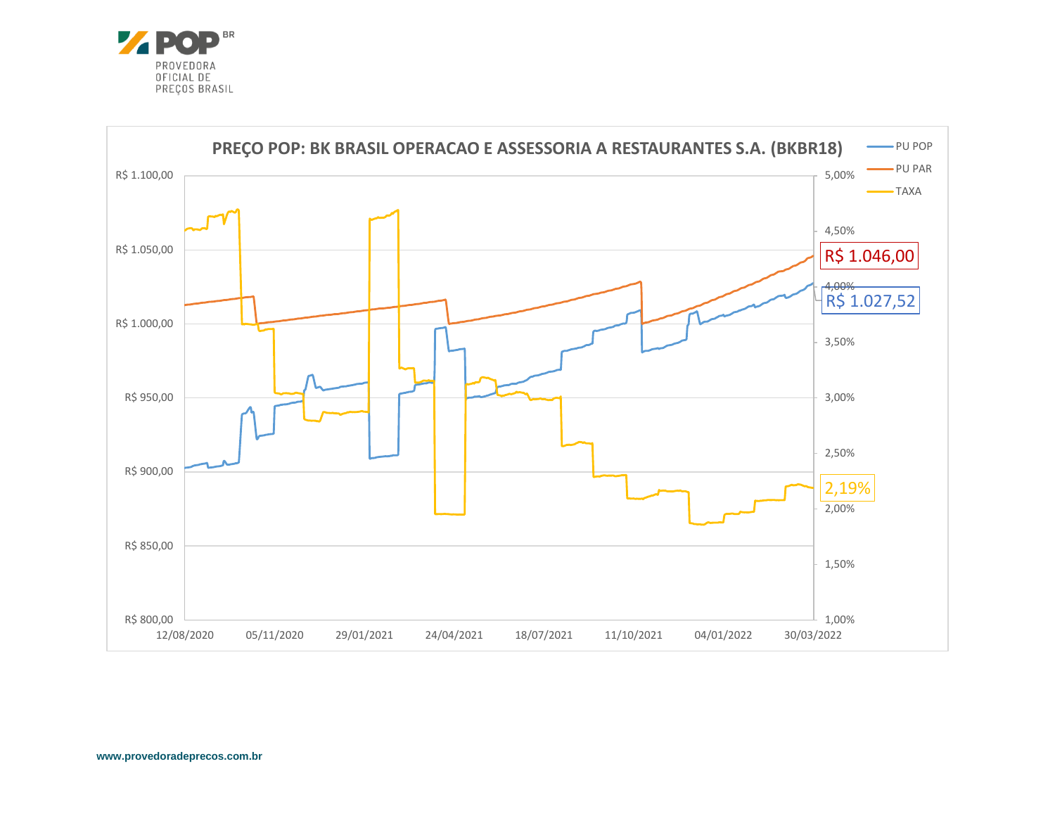PROVEDORA OFICIAL DE PREÇOS BRASIL

## PREÇO POP: BK BRASIL OPERACAO E ASSESSORIA A RESTAURANTES S.A. (BKBR18)

- PU POP
- PU PAR
- TAXA

R$ 1.046,00

R$ 1.027,52

2,19%

www.provedoradeprecos.com.br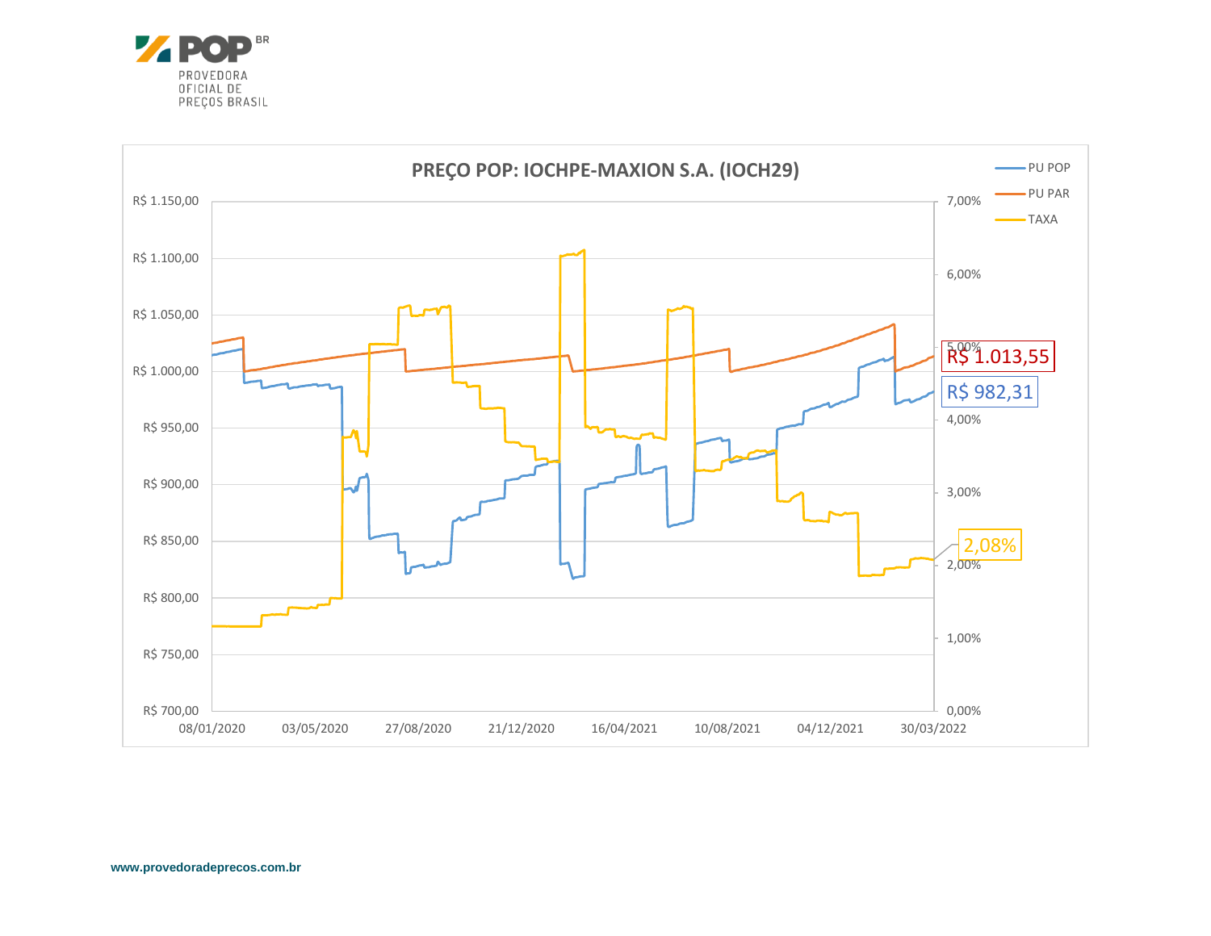PROVEDORA OFICIAL DE PREÇOS BRASIL

**PREÇO POP: IOCHPE-MAXION S.A. (IOCH29)**

Legend: PU POP, PU PAR, TAXA

Left axis: R$ 700,00 – R$ 1.150,00
Right axis: 0,00% – 7,00%
Horizontal axis: 08/01/2020, 03/05/2020, 27/08/2020, 21/12/2020, 16/04/2021, 10/08/2021, 04/12/2021, 30/03/2022

R$ 1.013,55

R$ 982,31

2,08%

www.provedoradeprecos.com.br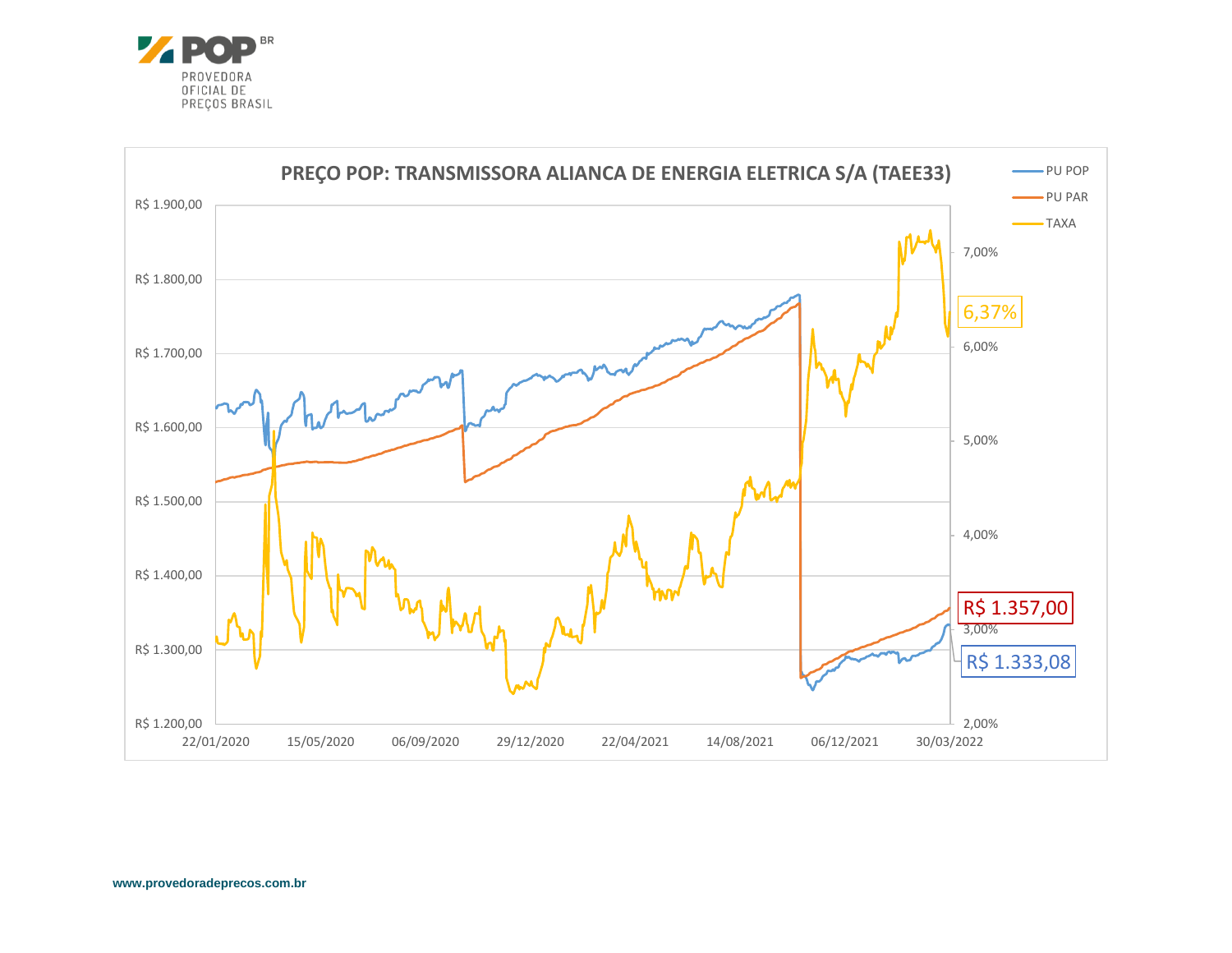PREÇO POP: TRANSMISSORA ALIANCA DE ENERGIA ELETRICA S/A (TAEE33)

- PU POP
- PU PAR
- TAXA

6,37%

R$ 1.357,00

R$ 1.333,08

www.provedoradeprecos.com.br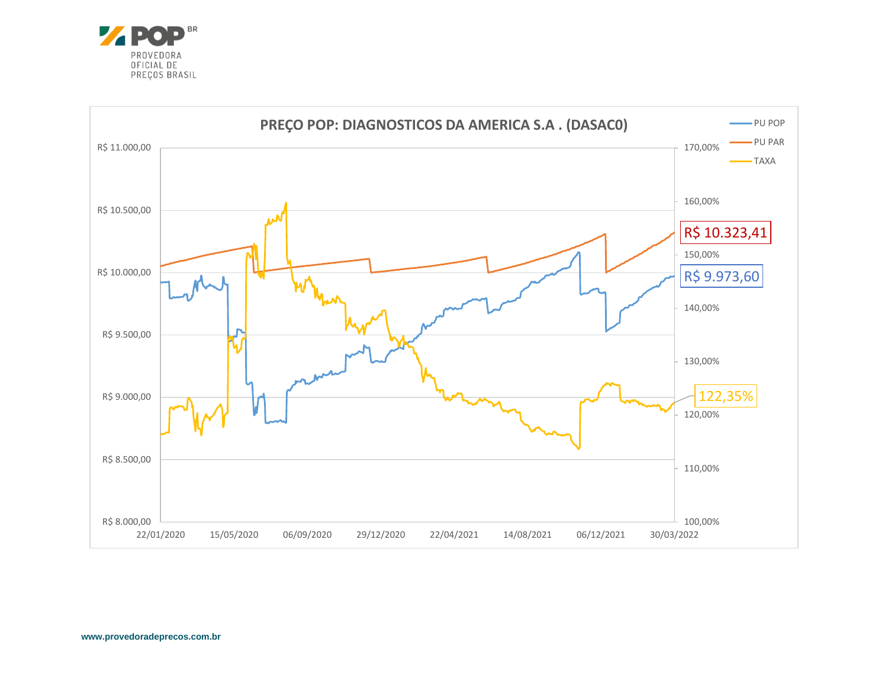**PRECO POP: DIAGNOSTICOS DA AMERICA S.A . (DASAC0)**

Legend: PU POP, PU PAR, TAXA

Left axis: R$ 8.000,00 – R$ 11.000,00
Right axis: 100,00% – 170,00%
Date axis: 22/01/2020, 15/05/2020, 06/09/2020, 29/12/2020, 22/04/2021, 14/08/2021, 06/12/2021, 30/03/2022

Latest values:
- PU PAR: R$ 10.323,41
- PU POP: R$ 9.973,60
- TAXA: 122,35%

www.provedoradeprecos.com.br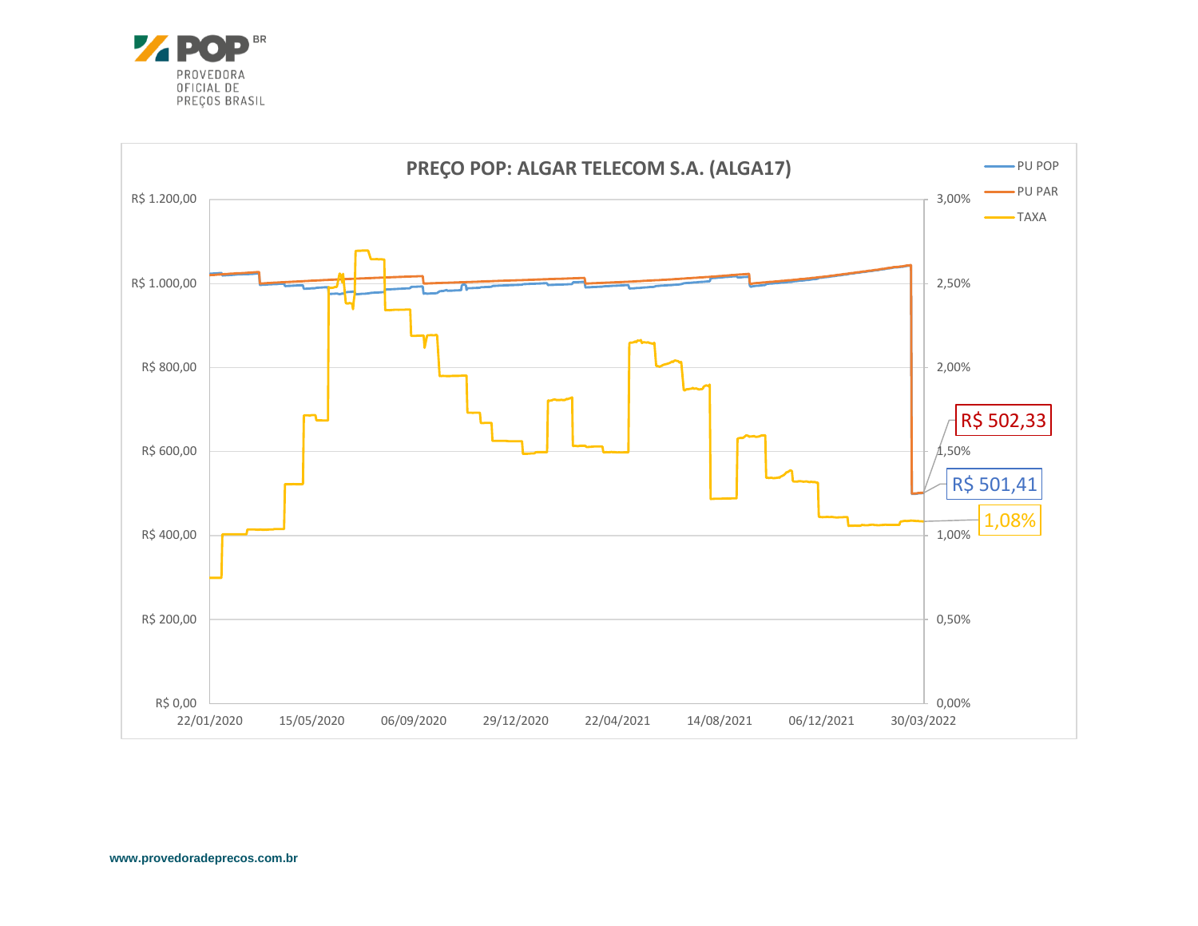**PREÇO POP: ALGAR TELECOM S.A. (ALGA17)**

- PU POP: R$ 501,41
- PU PAR: R$ 502,33
- TAXA: 1,08%

www.provedoradeprecos.com.br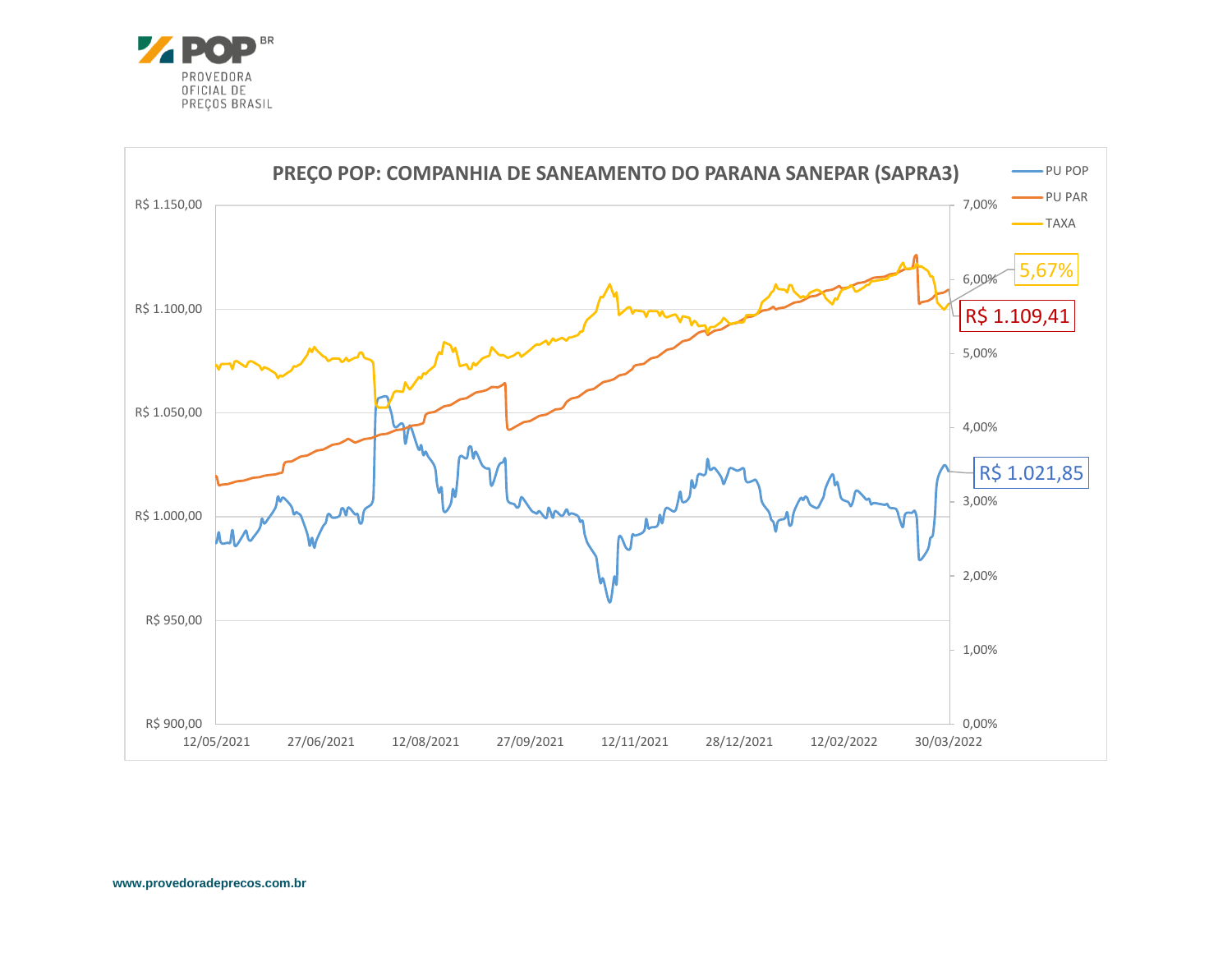PROVEDORA OFICIAL DE PREÇOS BRASIL

## PREÇO POP: COMPANHIA DE SANEAMENTO DO PARANA SANEPAR (SAPRA3)

- PU POP
- PU PAR
- TAXA

5,67%

R$ 1.109,41

R$ 1.021,85

www.provedoradeprecos.com.br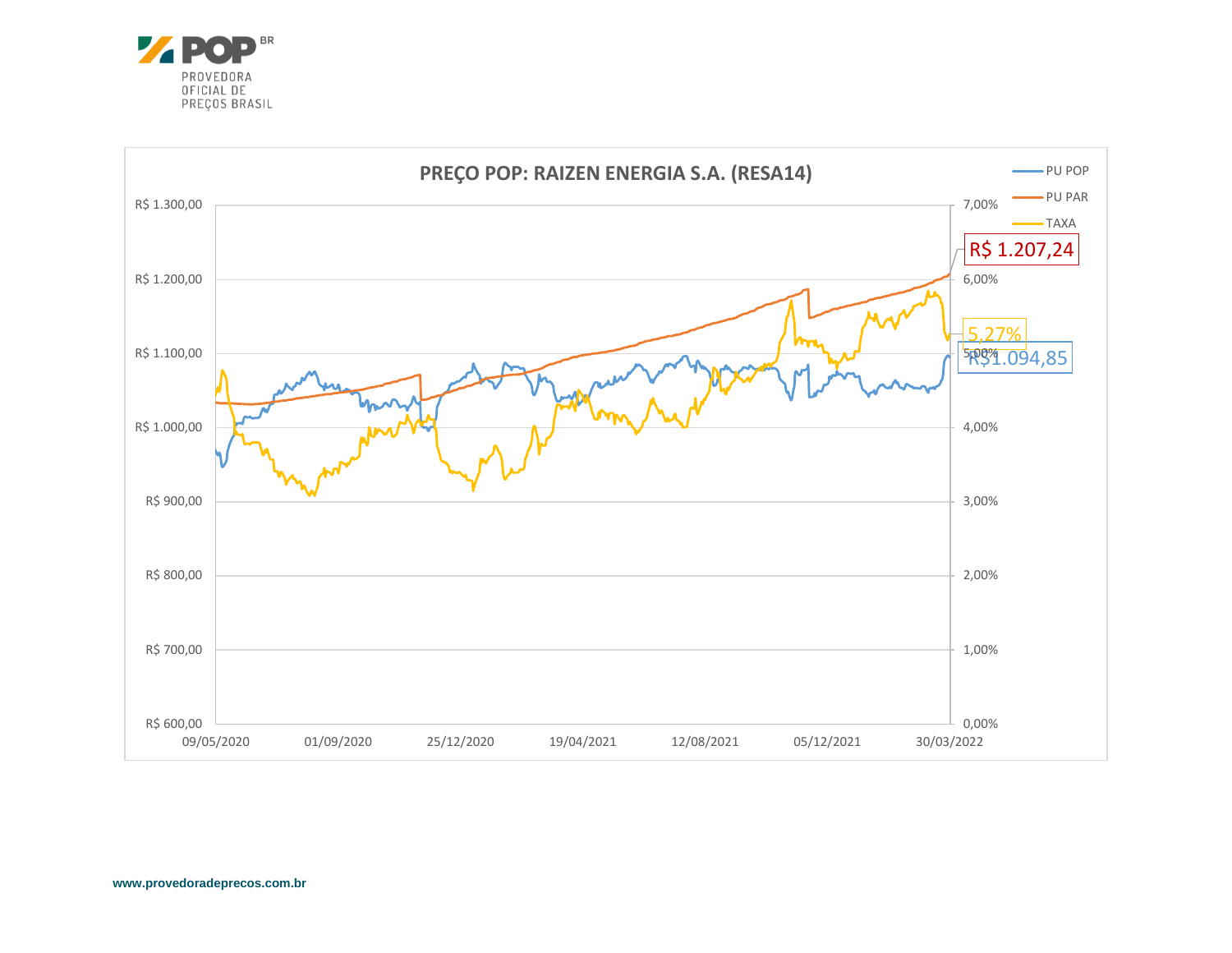PROVEDORA OFICIAL DE PREÇOS BRASIL

## PREÇO POP: RAIZEN ENERGIA S.A. (RESA14)

- PU POP
- PU PAR
- TAXA

R$ 1.207,24

5,27%

R$1.094,85

Eixo esquerdo: R$ 600,00 – R$ 1.300,00
Eixo direito: 0,00% – 7,00%
Datas: 09/05/2020, 01/09/2020, 25/12/2020, 19/04/2021, 12/08/2021, 05/12/2021, 30/03/2022

www.provedoradeprecos.com.br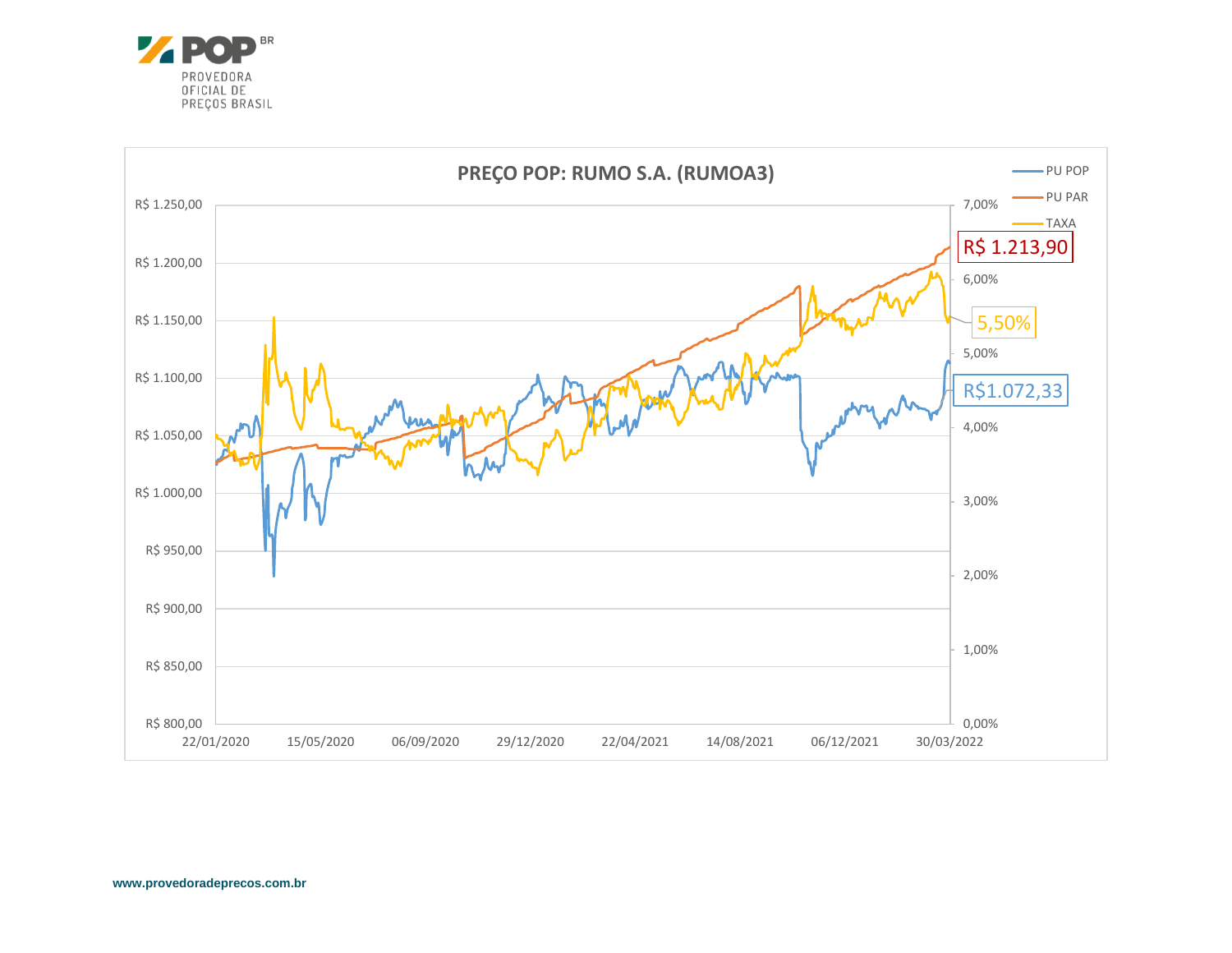POP BR
PROVEDORA OFICIAL DE PREÇOS BRASIL

**PREÇO POP: RUMO S.A. (RUMOA3)**

- PU POP
- PU PAR
- TAXA

R$ 1.213,90

5,50%

R$1.072,33

| R$ 1.250,00 | 7,00% |
|---|---|
| R$ 1.200,00 | 6,00% |
| R$ 1.150,00 | 5,00% |
| R$ 1.100,00 | 4,00% |
| R$ 1.050,00 | 3,00% |
| R$ 1.000,00 | 2,00% |
| R$ 950,00 | 1,00% |
| R$ 900,00 | 0,00% |
| R$ 850,00 | |
| R$ 800,00 | |

22/01/2020 · 15/05/2020 · 06/09/2020 · 29/12/2020 · 22/04/2021 · 14/08/2021 · 06/12/2021 · 30/03/2022

www.provedoradeprecos.com.br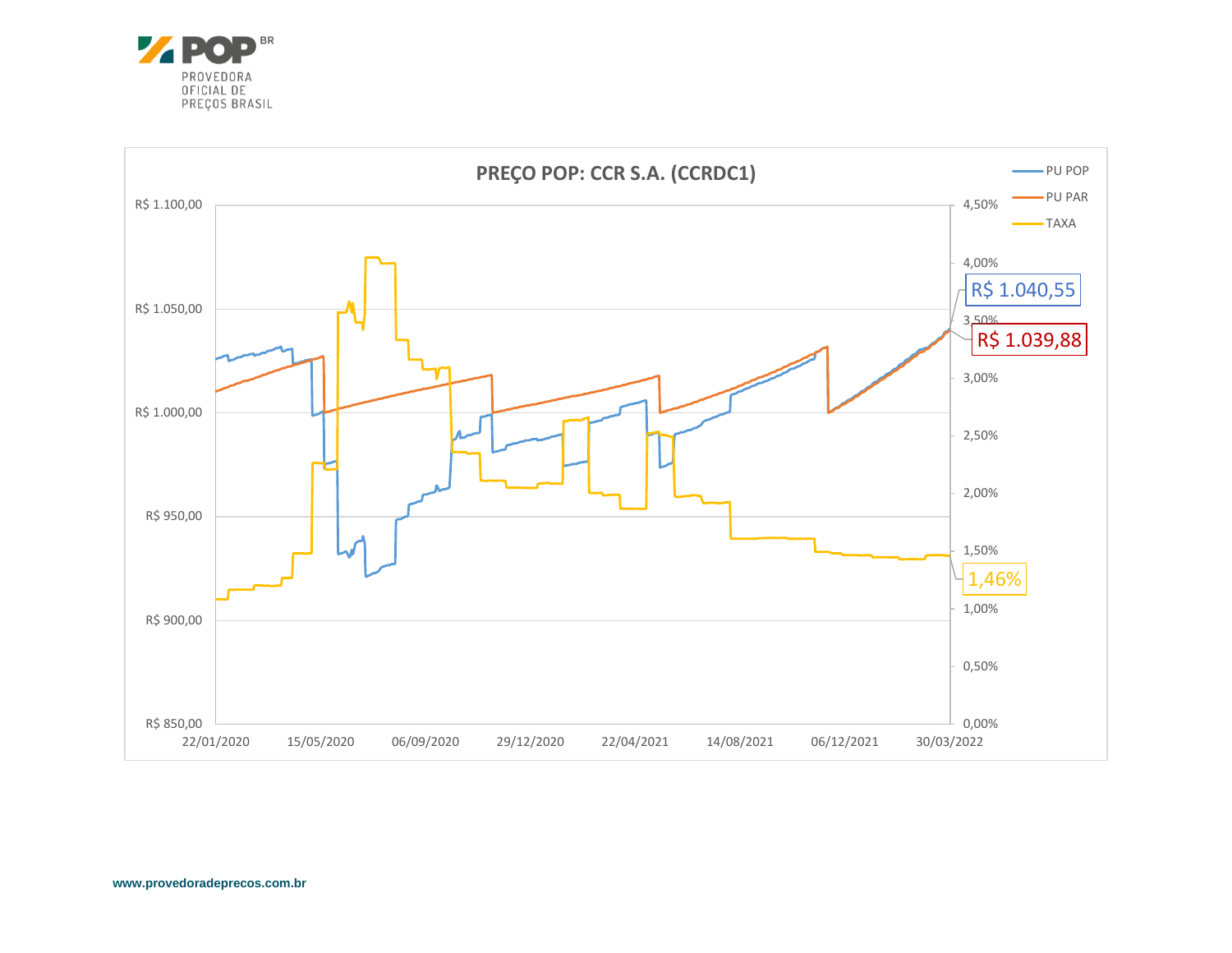POP BR
PROVEDORA OFICIAL DE PREÇOS BRASIL

PREÇO POP: CCR S.A. (CCRDC1)

PU POP
PU PAR
TAXA

R$ 1.100,00
R$ 1.050,00
R$ 1.000,00
R$ 950,00
R$ 900,00
R$ 850,00

4,50%
4,00%
3,50%
3,00%
2,50%
2,00%
1,50%
1,00%
0,50%
0,00%

R$ 1.040,55
R$ 1.039,88
1,46%

22/01/2020
15/05/2020
06/09/2020
29/12/2020
22/04/2021
14/08/2021
06/12/2021
30/03/2022

www.provedoradeprecos.com.br